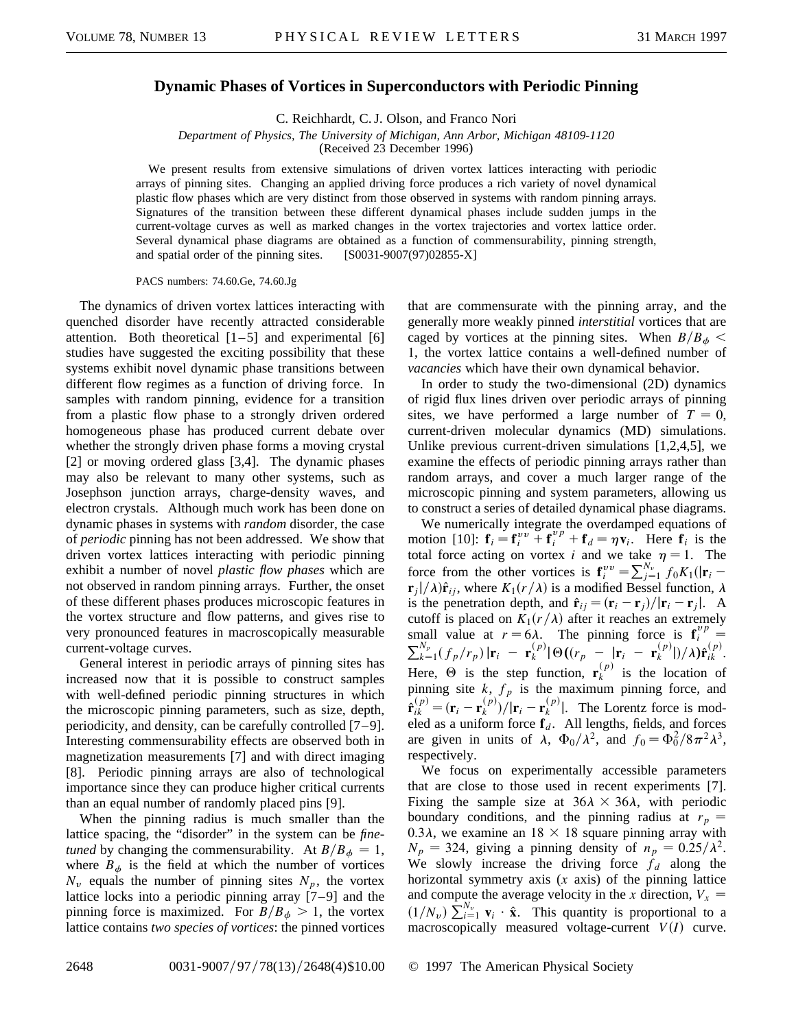# Dynamic Phases of Vortices in Superconductors with Periodic Pinning

C. Reichhardt, C. J. Olson, and Franco Nori

*Department of Physics, The University of Michigan, Ann Arbor, Michigan 48109-1120*
(Received 23 December 1996)

We present results from extensive simulations of driven vortex lattices interacting with periodic arrays of pinning sites. Changing an applied driving force produces a rich variety of novel dynamical plastic flow phases which are very distinct from those observed in systems with random pinning arrays. Signatures of the transition between these different dynamical phases include sudden jumps in the current-voltage curves as well as marked changes in the vortex trajectories and vortex lattice order. Several dynamical phase diagrams are obtained as a function of commensurability, pinning strength, and spatial order of the pinning sites. [S0031-9007(97)02855-X]

PACS numbers: 74.60.Ge, 74.60.Jg

The dynamics of driven vortex lattices interacting with quenched disorder have recently attracted considerable attention. Both theoretical [1–5] and experimental [6] studies have suggested the exciting possibility that these systems exhibit novel dynamic phase transitions between different flow regimes as a function of driving force. In samples with random pinning, evidence for a transition from a plastic flow phase to a strongly driven ordered homogeneous phase has produced current debate over whether the strongly driven phase forms a moving crystal [2] or moving ordered glass [3,4]. The dynamic phases may also be relevant to many other systems, such as Josephson junction arrays, charge-density waves, and electron crystals. Although much work has been done on dynamic phases in systems with *random* disorder, the case of *periodic* pinning has not been addressed. We show that driven vortex lattices interacting with periodic pinning exhibit a number of novel *plastic flow phases* which are not observed in random pinning arrays. Further, the onset of these different phases produces microscopic features in the vortex structure and flow patterns, and gives rise to very pronounced features in macroscopically measurable current-voltage curves.

General interest in periodic arrays of pinning sites has increased now that it is possible to construct samples with well-defined periodic pinning structures in which the microscopic pinning parameters, such as size, depth, periodicity, and density, can be carefully controlled [7–9]. Interesting commensurability effects are observed both in magnetization measurements [7] and with direct imaging [8]. Periodic pinning arrays are also of technological importance since they can produce higher critical currents than an equal number of randomly placed pins [9].

When the pinning radius is much smaller than the lattice spacing, the "disorder" in the system can be *fine-tuned* by changing the commensurability. At $B/B_\phi = 1$, where $B_\phi$ is the field at which the number of vortices $N_v$ equals the number of pinning sites $N_p$, the vortex lattice locks into a periodic pinning array [7–9] and the pinning force is maximized. For $B/B_\phi > 1$, the vortex lattice contains *two species of vortices*: the pinned vortices that are commensurate with the pinning array, and the generally more weakly pinned *interstitial* vortices that are caged by vortices at the pinning sites. When $B/B_\phi < 1$, the vortex lattice contains a well-defined number of *vacancies* which have their own dynamical behavior.

In order to study the two-dimensional (2D) dynamics of rigid flux lines driven over periodic arrays of pinning sites, we have performed a large number of $T = 0$, current-driven molecular dynamics (MD) simulations. Unlike previous current-driven simulations [1,2,4,5], we examine the effects of periodic pinning arrays rather than random arrays, and cover a much larger range of the microscopic pinning and system parameters, allowing us to construct a series of detailed dynamical phase diagrams.

We numerically integrate the overdamped equations of motion [10]: $\mathbf{f}_i = \mathbf{f}_i^{vv} + \mathbf{f}_i^{vp} + \mathbf{f}_d = \eta \mathbf{v}_i$. Here $\mathbf{f}_i$ is the total force acting on vortex $i$ and we take $\eta = 1$. The force from the other vortices is $\mathbf{f}_i^{vv} = \sum_{j=1}^{N_v} f_0 K_1(|\mathbf{r}_i - \mathbf{r}_j|/\lambda)\hat{\mathbf{r}}_{ij}$, where $K_1(r/\lambda)$ is a modified Bessel function, $\lambda$ is the penetration depth, and $\hat{\mathbf{r}}_{ij} = (\mathbf{r}_i - \mathbf{r}_j)/|\mathbf{r}_i - \mathbf{r}_j|$. A cutoff is placed on $K_1(r/\lambda)$ after it reaches an extremely small value at $r = 6\lambda$. The pinning force is $\mathbf{f}_i^{vp} = \sum_{k=1}^{N_p} (f_p/r_p)\,|\mathbf{r}_i - \mathbf{r}_k^{(p)}|\,\Theta((r_p - |\mathbf{r}_i - \mathbf{r}_k^{(p)}|)/\lambda)\hat{\mathbf{r}}_{ik}^{(p)}$. Here, $\Theta$ is the step function, $\mathbf{r}_k^{(p)}$ is the location of pinning site $k$, $f_p$ is the maximum pinning force, and $\hat{\mathbf{r}}_{ik}^{(p)} = (\mathbf{r}_i - \mathbf{r}_k^{(p)})/|\mathbf{r}_i - \mathbf{r}_k^{(p)}|$. The Lorentz force is modeled as a uniform force $\mathbf{f}_d$. All lengths, fields, and forces are given in units of $\lambda$, $\Phi_0/\lambda^2$, and $f_0 = \Phi_0^2/8\pi^2\lambda^3$, respectively.

We focus on experimentally accessible parameters that are close to those used in recent experiments [7]. Fixing the sample size at $36\lambda \times 36\lambda$, with periodic boundary conditions, and the pinning radius at $r_p = 0.3\lambda$, we examine an $18 \times 18$ square pinning array with $N_p = 324$, giving a pinning density of $n_p = 0.25/\lambda^2$. We slowly increase the driving force $f_d$ along the horizontal symmetry axis ($x$ axis) of the pinning lattice and compute the average velocity in the $x$ direction, $V_x = (1/N_v)\sum_{i=1}^{N_v} \mathbf{v}_i \cdot \hat{\mathbf{x}}$. This quantity is proportional to a macroscopically measured voltage-current $V(I)$ curve.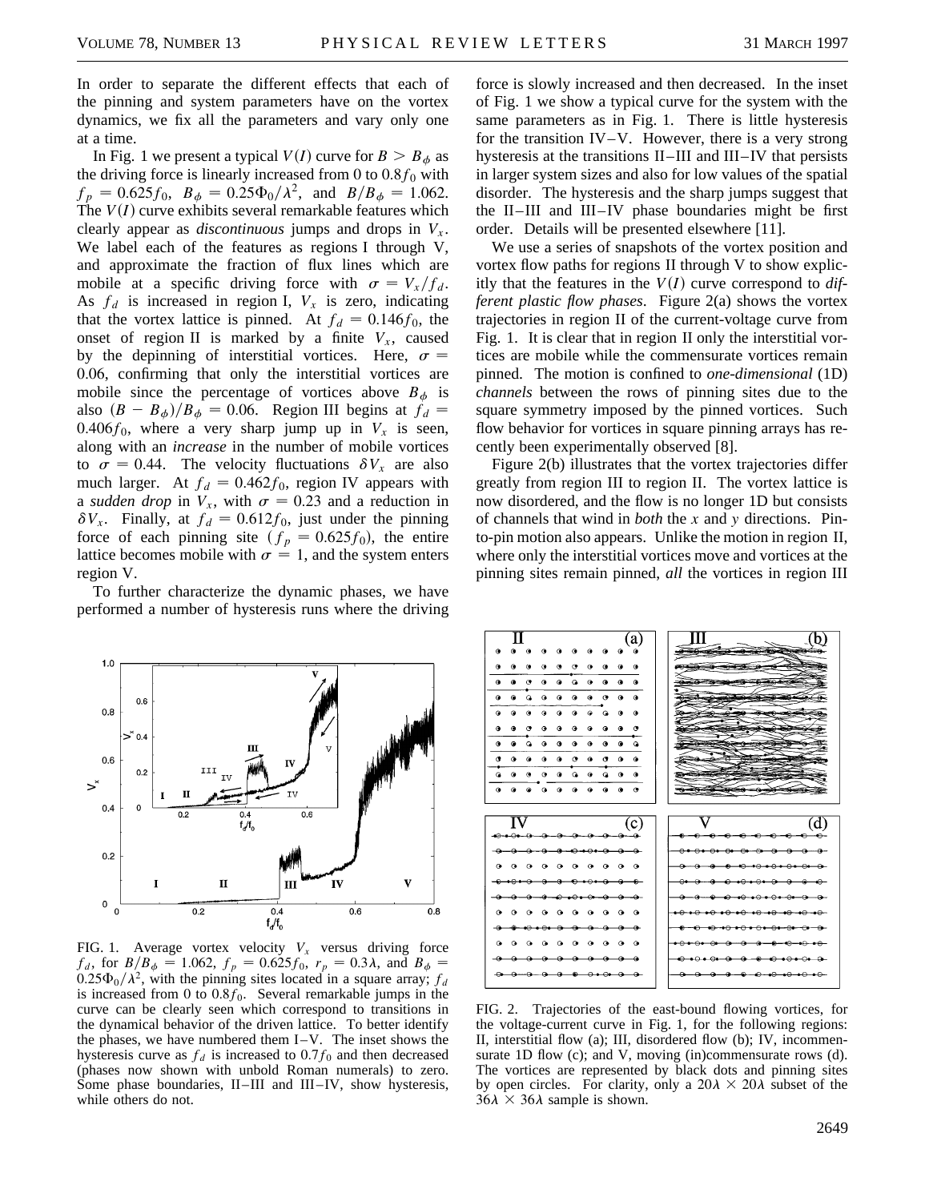In order to separate the different effects that each of the pinning and system parameters have on the vortex dynamics, we fix all the parameters and vary only one at a time.

In Fig. 1 we present a typical $V(I)$ curve for $B > B_\phi$ as the driving force is linearly increased from 0 to $0.8 f_0$ with $f_p = 0.625 f_0$, $B_\phi = 0.25\Phi_0/\lambda^2$, and $B/B_\phi = 1.062$. The $V(I)$ curve exhibits several remarkable features which clearly appear as *discontinuous* jumps and drops in $V_x$. We label each of the features as regions I through V, and approximate the fraction of flux lines which are mobile at a specific driving force with $\sigma = V_x/f_d$. As $f_d$ is increased in region I, $V_x$ is zero, indicating that the vortex lattice is pinned. At $f_d = 0.146 f_0$, the onset of region II is marked by a finite $V_x$, caused by the depinning of interstitial vortices. Here, $\sigma = 0.06$, confirming that only the interstitial vortices are mobile since the percentage of vortices above $B_\phi$ is also $(B - B_\phi)/B_\phi = 0.06$. Region III begins at $f_d = 0.406 f_0$, where a very sharp jump up in $V_x$ is seen, along with an *increase* in the number of mobile vortices to $\sigma = 0.44$. The velocity fluctuations $\delta V_x$ are also much larger. At $f_d = 0.462 f_0$, region IV appears with a *sudden drop* in $V_x$, with $\sigma = 0.23$ and a reduction in $\delta V_x$. Finally, at $f_d = 0.612 f_0$, just under the pinning force of each pinning site ($f_p = 0.625 f_0$), the entire lattice becomes mobile with $\sigma = 1$, and the system enters region V.

To further characterize the dynamic phases, we have performed a number of hysteresis runs where the driving force is slowly increased and then decreased. In the inset of Fig. 1 we show a typical curve for the system with the same parameters as in Fig. 1. There is little hysteresis for the transition IV–V. However, there is a very strong hysteresis at the transitions II–III and III–IV that persists in larger system sizes and also for low values of the spatial disorder. The hysteresis and the sharp jumps suggest that the II–III and III–IV phase boundaries might be first order. Details will be presented elsewhere [11].

We use a series of snapshots of the vortex position and vortex flow paths for regions II through V to show explicitly that the features in the $V(I)$ curve correspond to *different plastic flow phases*. Figure 2(a) shows the vortex trajectories in region II of the current-voltage curve from Fig. 1. It is clear that in region II only the interstitial vortices are mobile while the commensurate vortices remain pinned. The motion is confined to *one-dimensional* (1D) *channels* between the rows of pinning sites due to the square symmetry imposed by the pinned vortices. Such flow behavior for vortices in square pinning arrays has recently been experimentally observed [8].

Figure 2(b) illustrates that the vortex trajectories differ greatly from region III to region II. The vortex lattice is now disordered, and the flow is no longer 1D but consists of channels that wind in *both* the $x$ and $y$ directions. Pin-to-pin motion also appears. Unlike the motion in region II, where only the interstitial vortices move and vortices at the pinning sites remain pinned, *all* the vortices in region III

FIG. 1. Average vortex velocity $V_x$ versus driving force $f_d$, for $B/B_\phi = 1.062$, $f_p = 0.625 f_0$, $r_p = 0.3\lambda$, and $B_\phi = 0.25\Phi_0/\lambda^2$, with the pinning sites located in a square array; $f_d$ is increased from 0 to $0.8 f_0$. Several remarkable jumps in the curve can be clearly seen which correspond to transitions in the dynamical behavior of the driven lattice. To better identify the phases, we have numbered them I–V. The inset shows the hysteresis curve as $f_d$ is increased to $0.7 f_0$ and then decreased (phases now shown with unbold Roman numerals) to zero. Some phase boundaries, II–III and III–IV, show hysteresis, while others do not.

FIG. 2. Trajectories of the east-bound flowing vortices, for the voltage-current curve in Fig. 1, for the following regions: II, interstitial flow (a); III, disordered flow (b); IV, incommensurate 1D flow (c); and V, moving (in)commensurate rows (d). The vortices are represented by black dots and pinning sites by open circles. For clarity, only a $20\lambda \times 20\lambda$ subset of the $36\lambda \times 36\lambda$ sample is shown.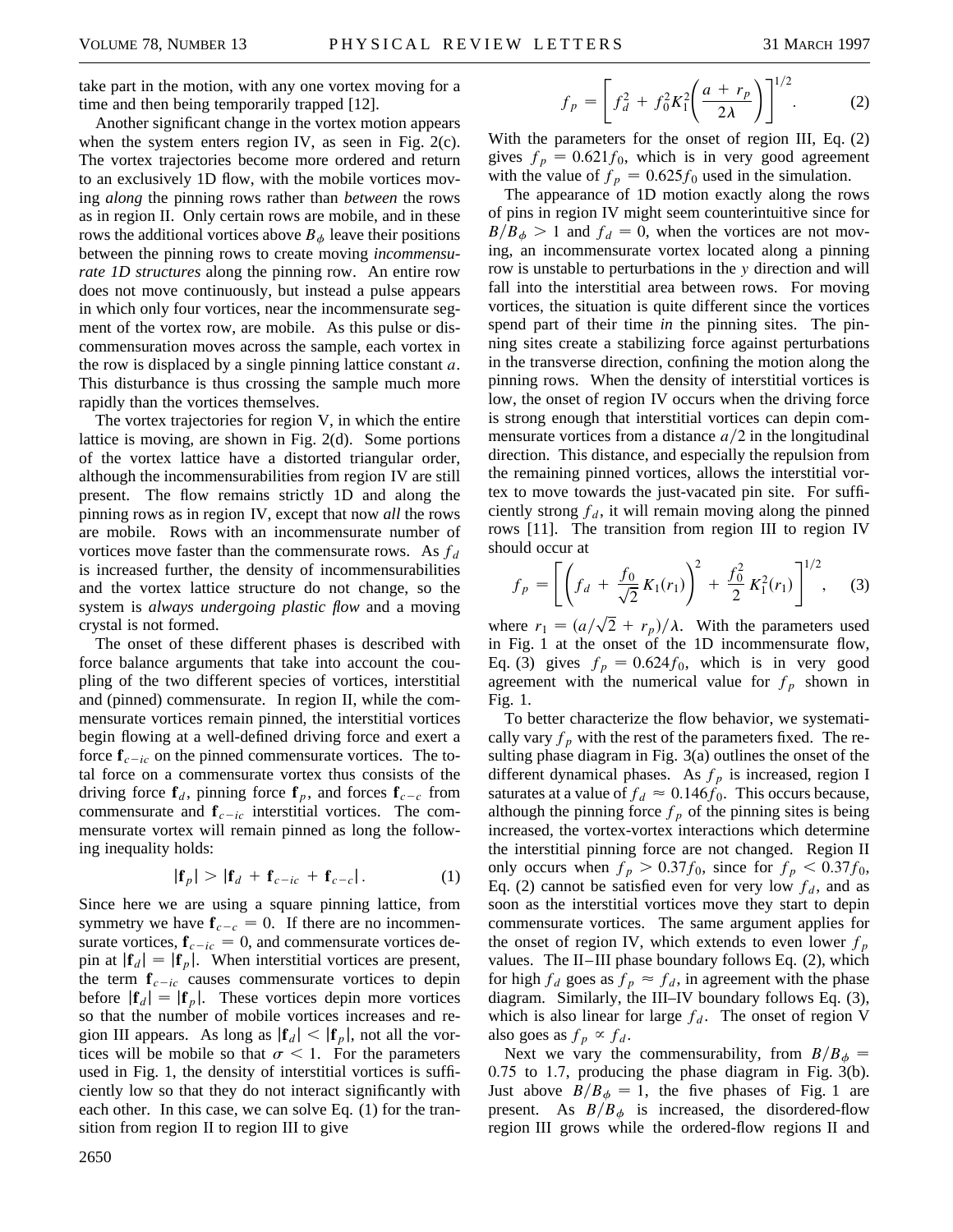take part in the motion, with any one vortex moving for a time and then being temporarily trapped [12].

Another significant change in the vortex motion appears when the system enters region IV, as seen in Fig. 2(c). The vortex trajectories become more ordered and return to an exclusively 1D flow, with the mobile vortices moving *along* the pinning rows rather than *between* the rows as in region II. Only certain rows are mobile, and in these rows the additional vortices above $B_\phi$ leave their positions between the pinning rows to create moving *incommensurate 1D structures* along the pinning row. An entire row does not move continuously, but instead a pulse appears in which only four vortices, near the incommensurate segment of the vortex row, are mobile. As this pulse or discommensuration moves across the sample, each vortex in the row is displaced by a single pinning lattice constant $a$. This disturbance is thus crossing the sample much more rapidly than the vortices themselves.

The vortex trajectories for region V, in which the entire lattice is moving, are shown in Fig. 2(d). Some portions of the vortex lattice have a distorted triangular order, although the incommensurabilities from region IV are still present. The flow remains strictly 1D and along the pinning rows as in region IV, except that now *all* the rows are mobile. Rows with an incommensurate number of vortices move faster than the commensurate rows. As $f_d$ is increased further, the density of incommensurabilities and the vortex lattice structure do not change, so the system is *always undergoing plastic flow* and a moving crystal is not formed.

The onset of these different phases is described with force balance arguments that take into account the coupling of the two different species of vortices, interstitial and (pinned) commensurate. In region II, while the commensurate vortices remain pinned, the interstitial vortices begin flowing at a well-defined driving force and exert a force $\mathbf{f}_{c-ic}$ on the pinned commensurate vortices. The total force on a commensurate vortex thus consists of the driving force $\mathbf{f}_d$, pinning force $\mathbf{f}_p$, and forces $\mathbf{f}_{c-c}$ from commensurate and $\mathbf{f}_{c-ic}$ interstitial vortices. The commensurate vortex will remain pinned as long the following inequality holds:

$$|\mathbf{f}_p| > |\mathbf{f}_d + \mathbf{f}_{c-ic} + \mathbf{f}_{c-c}|. \tag{1}$$

Since here we are using a square pinning lattice, from symmetry we have $\mathbf{f}_{c-c} = 0$. If there are no incommensurate vortices, $\mathbf{f}_{c-ic} = 0$, and commensurate vortices depin at $|\mathbf{f}_d| = |\mathbf{f}_p|$. When interstitial vortices are present, the term $\mathbf{f}_{c-ic}$ causes commensurate vortices to depin before $|\mathbf{f}_d| = |\mathbf{f}_p|$. These vortices depin more vortices so that the number of mobile vortices increases and region III appears. As long as $|\mathbf{f}_d| < |\mathbf{f}_p|$, not all the vortices will be mobile so that $\sigma < 1$. For the parameters used in Fig. 1, the density of interstitial vortices is sufficiently low so that they do not interact significantly with each other. In this case, we can solve Eq. (1) for the transition from region II to region III to give

$$f_p = \left[ f_d^2 + f_0^2 K_1^2\!\left(\frac{a + r_p}{2\lambda}\right)\right]^{1/2}. \tag{2}$$

With the parameters for the onset of region III, Eq. (2) gives $f_p = 0.621 f_0$, which is in very good agreement with the value of $f_p = 0.625 f_0$ used in the simulation.

The appearance of 1D motion exactly along the rows of pins in region IV might seem counterintuitive since for $B/B_\phi > 1$ and $f_d = 0$, when the vortices are not moving, an incommensurate vortex located along a pinning row is unstable to perturbations in the $y$ direction and will fall into the interstitial area between rows. For moving vortices, the situation is quite different since the vortices spend part of their time *in* the pinning sites. The pinning sites create a stabilizing force against perturbations in the transverse direction, confining the motion along the pinning rows. When the density of interstitial vortices is low, the onset of region IV occurs when the driving force is strong enough that interstitial vortices can depin commensurate vortices from a distance $a/2$ in the longitudinal direction. This distance, and especially the repulsion from the remaining pinned vortices, allows the interstitial vortex to move towards the just-vacated pin site. For sufficiently strong $f_d$, it will remain moving along the pinned rows [11]. The transition from region III to region IV should occur at

$$f_p = \left[\left(f_d + \frac{f_0}{\sqrt{2}} K_1(r_1)\right)^2 + \frac{f_0^2}{2} K_1^2(r_1)\right]^{1/2}, \tag{3}$$

where $r_1 = (a/\sqrt{2} + r_p)/\lambda$. With the parameters used in Fig. 1 at the onset of the 1D incommensurate flow, Eq. (3) gives $f_p = 0.624 f_0$, which is in very good agreement with the numerical value for $f_p$ shown in Fig. 1.

To better characterize the flow behavior, we systematically vary $f_p$ with the rest of the parameters fixed. The resulting phase diagram in Fig. 3(a) outlines the onset of the different dynamical phases. As $f_p$ is increased, region I saturates at a value of $f_d \approx 0.146 f_0$. This occurs because, although the pinning force $f_p$ of the pinning sites is being increased, the vortex-vortex interactions which determine the interstitial pinning force are not changed. Region II only occurs when $f_p > 0.37 f_0$, since for $f_p < 0.37 f_0$, Eq. (2) cannot be satisfied even for very low $f_d$, and as soon as the interstitial vortices move they start to depin commensurate vortices. The same argument applies for the onset of region IV, which extends to even lower $f_p$ values. The II–III phase boundary follows Eq. (2), which for high $f_d$ goes as $f_p \approx f_d$, in agreement with the phase diagram. Similarly, the III–IV boundary follows Eq. (3), which is also linear for large $f_d$. The onset of region V also goes as $f_p \propto f_d$.

Next we vary the commensurability, from $B/B_\phi = 0.75$ to 1.7, producing the phase diagram in Fig. 3(b). Just above $B/B_\phi = 1$, the five phases of Fig. 1 are present. As $B/B_\phi$ is increased, the disordered-flow region III grows while the ordered-flow regions II and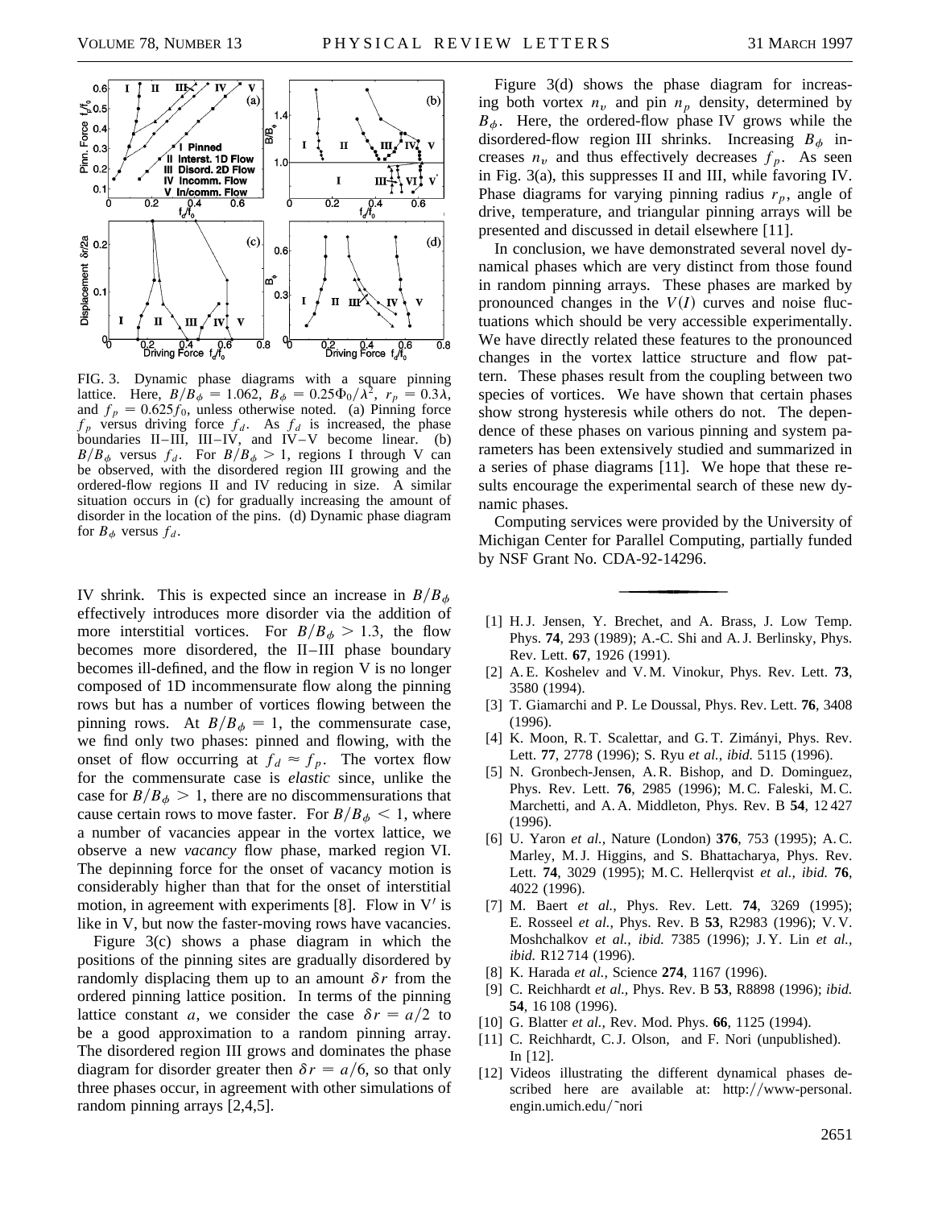0.6
0.5
0.4
0.3
0.2
0.1
Pinn. Force $f_p/f_0$
I II III IV V
(a)
I Pinned
II Interst. 1D Flow
III Disord. 2D Flow
IV Incomm. Flow
V In/comm. Flow
0 0.2 0.4 0.6
$f_d/f_0$

(b)
1.4
1.0
$B/B_\phi$
I II III IV V
I III VI V'
0 0.2 0.4 0.6
$f_d/f_0$

Displacement $\delta r/2a$
0.2
0.1
0
(c)
I II III IV V
0 0.2 0.4 0.6 0.8
Driving Force $f_d/f_0$

(d)
0.6
0.3
0
$B_\phi$
I II III IV V
0 0.2 0.4 0.6 0.8
Driving Force $f_d/f_0$

FIG. 3. Dynamic phase diagrams with a square pinning lattice. Here, $B/B_\phi = 1.062$, $B_\phi = 0.25\Phi_0/\lambda^2$, $r_p = 0.3\lambda$, and $f_p = 0.625 f_0$, unless otherwise noted. (a) Pinning force $f_p$ versus driving force $f_d$. As $f_d$ is increased, the phase boundaries II–III, III–IV, and IV–V become linear. (b) $B/B_\phi$ versus $f_d$. For $B/B_\phi > 1$, regions I through V can be observed, with the disordered region III growing and the ordered-flow regions II and IV reducing in size. A similar situation occurs in (c) for gradually increasing the amount of disorder in the location of the pins. (d) Dynamic phase diagram for $B_\phi$ versus $f_d$.

IV shrink. This is expected since an increase in $B/B_\phi$ effectively introduces more disorder via the addition of more interstitial vortices. For $B/B_\phi > 1.3$, the flow becomes more disordered, the II–III phase boundary becomes ill-defined, and the flow in region V is no longer composed of 1D incommensurate flow along the pinning rows but has a number of vortices flowing between the pinning rows. At $B/B_\phi = 1$, the commensurate case, we find only two phases: pinned and flowing, with the onset of flow occurring at $f_d \approx f_p$. The vortex flow for the commensurate case is *elastic* since, unlike the case for $B/B_\phi > 1$, there are no discommensurations that cause certain rows to move faster. For $B/B_\phi < 1$, where a number of vacancies appear in the vortex lattice, we observe a new *vacancy* flow phase, marked region VI. The depinning force for the onset of vacancy motion is considerably higher than that for the onset of interstitial motion, in agreement with experiments [8]. Flow in V′ is like in V, but now the faster-moving rows have vacancies.

Figure 3(c) shows a phase diagram in which the positions of the pinning sites are gradually disordered by randomly displacing them up to an amount $\delta r$ from the ordered pinning lattice position. In terms of the pinning lattice constant $a$, we consider the case $\delta r = a/2$ to be a good approximation to a random pinning array. The disordered region III grows and dominates the phase diagram for disorder greater then $\delta r = a/6$, so that only three phases occur, in agreement with other simulations of random pinning arrays [2,4,5].

Figure 3(d) shows the phase diagram for increasing both vortex $n_v$ and pin $n_p$ density, determined by $B_\phi$. Here, the ordered-flow phase IV grows while the disordered-flow region III shrinks. Increasing $B_\phi$ increases $n_v$ and thus effectively decreases $f_p$. As seen in Fig. 3(a), this suppresses II and III, while favoring IV. Phase diagrams for varying pinning radius $r_p$, angle of drive, temperature, and triangular pinning arrays will be presented and discussed in detail elsewhere [11].

In conclusion, we have demonstrated several novel dynamical phases which are very distinct from those found in random pinning arrays. These phases are marked by pronounced changes in the $V(I)$ curves and noise fluctuations which should be very accessible experimentally. We have directly related these features to the pronounced changes in the vortex lattice structure and flow pattern. These phases result from the coupling between two species of vortices. We have shown that certain phases show strong hysteresis while others do not. The dependence of these phases on various pinning and system parameters has been extensively studied and summarized in a series of phase diagrams [11]. We hope that these results encourage the experimental search of these new dynamic phases.

Computing services were provided by the University of Michigan Center for Parallel Computing, partially funded by NSF Grant No. CDA-92-14296.

---

[1] H. J. Jensen, Y. Brechet, and A. Brass, J. Low Temp. Phys. **74**, 293 (1989); A.-C. Shi and A. J. Berlinsky, Phys. Rev. Lett. **67**, 1926 (1991).

[2] A. E. Koshelev and V. M. Vinokur, Phys. Rev. Lett. **73**, 3580 (1994).

[3] T. Giamarchi and P. Le Doussal, Phys. Rev. Lett. **76**, 3408 (1996).

[4] K. Moon, R. T. Scalettar, and G. T. Zimányi, Phys. Rev. Lett. **77**, 2778 (1996); S. Ryu *et al., ibid.* 5115 (1996).

[5] N. Gronbech-Jensen, A. R. Bishop, and D. Dominguez, Phys. Rev. Lett. **76**, 2985 (1996); M. C. Faleski, M. C. Marchetti, and A. A. Middleton, Phys. Rev. B **54**, 12 427 (1996).

[6] U. Yaron *et al.,* Nature (London) **376**, 753 (1995); A. C. Marley, M. J. Higgins, and S. Bhattacharya, Phys. Rev. Lett. **74**, 3029 (1995); M. C. Hellerqvist *et al., ibid.* **76**, 4022 (1996).

[7] M. Baert *et al.,* Phys. Rev. Lett. **74**, 3269 (1995); E. Rosseel *et al.,* Phys. Rev. B **53**, R2983 (1996); V. V. Moshchalkov *et al., ibid.* 7385 (1996); J. Y. Lin *et al., ibid.* R12 714 (1996).

[8] K. Harada *et al.,* Science **274**, 1167 (1996).

[9] C. Reichhardt *et al.,* Phys. Rev. B **53**, R8898 (1996); *ibid.* **54**, 16 108 (1996).

[10] G. Blatter *et al.,* Rev. Mod. Phys. **66**, 1125 (1994).

[11] C. Reichhardt, C. J. Olson, and F. Nori (unpublished). In [12].

[12] Videos illustrating the different dynamical phases described here are available at: http://www-personal.engin.umich.edu/~nori